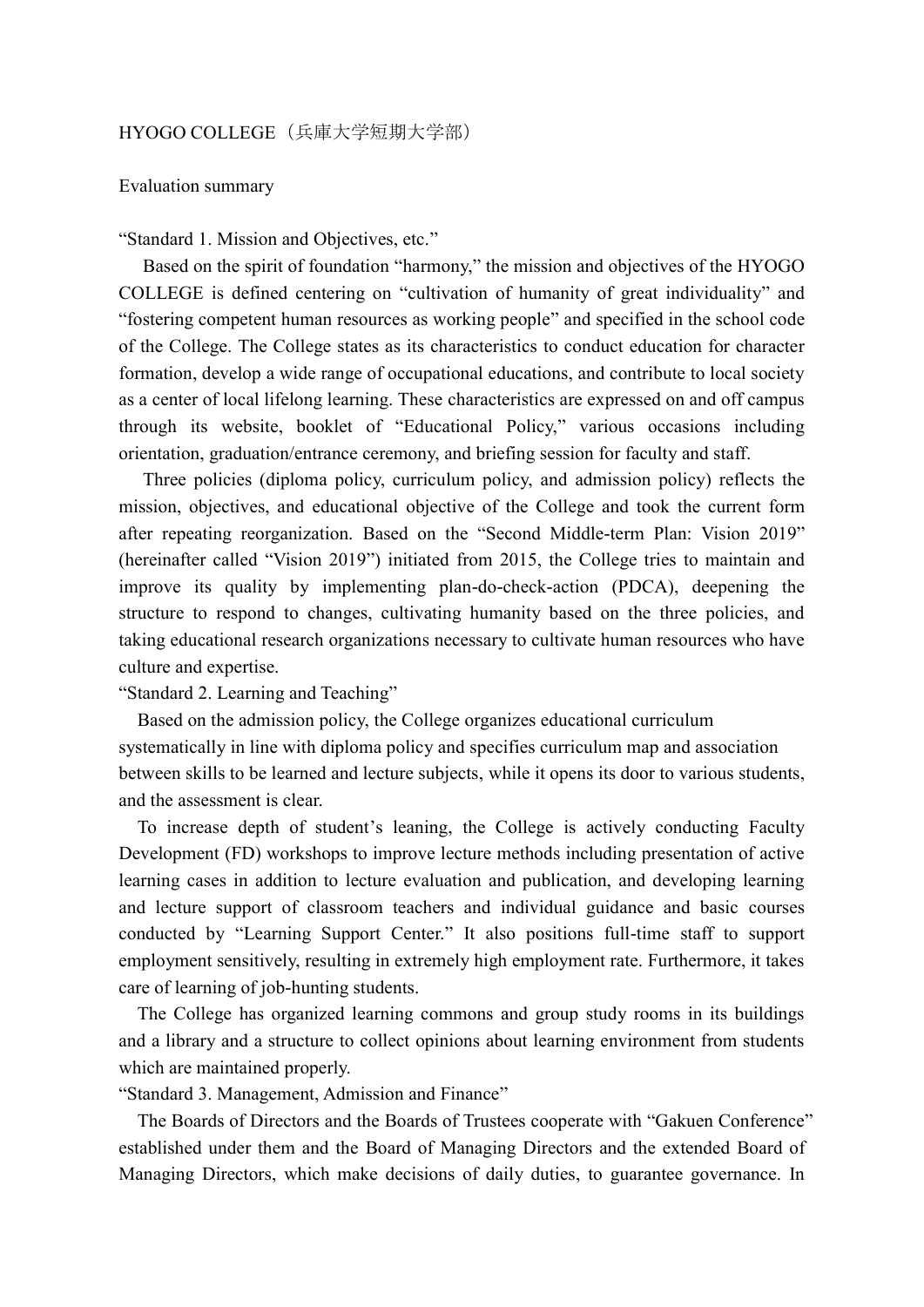# HYOGO COLLEGE（兵庫大学短期大学部）

Evaluation summary

## "Standard 1. Mission and Objectives, etc."

Based on the spirit of foundation "harmony," the mission and objectives of the HYOGO COLLEGE is defined centering on "cultivation of humanity of great individuality" and "fostering competent human resources as working people" and specified in the school code of the College. The College states as its characteristics to conduct education for character formation, develop a wide range of occupational educations, and contribute to local society as a center of local lifelong learning. These characteristics are expressed on and off campus through its website, booklet of "Educational Policy," various occasions including orientation, graduation/entrance ceremony, and briefing session for faculty and staff.

Three policies (diploma policy, curriculum policy, and admission policy) reflects the mission, objectives, and educational objective of the College and took the current form after repeating reorganization. Based on the "Second Middle-term Plan: Vision 2019" (hereinafter called "Vision 2019") initiated from 2015, the College tries to maintain and improve its quality by implementing plan-do-check-action (PDCA), deepening the structure to respond to changes, cultivating humanity based on the three policies, and taking educational research organizations necessary to cultivate human resources who have culture and expertise.

## "Standard 2. Learning and Teaching"

Based on the admission policy, the College organizes educational curriculum systematically in line with diploma policy and specifies curriculum map and association between skills to be learned and lecture subjects, while it opens its door to various students, and the assessment is clear.

To increase depth of student's leaning, the College is actively conducting Faculty Development (FD) workshops to improve lecture methods including presentation of active learning cases in addition to lecture evaluation and publication, and developing learning and lecture support of classroom teachers and individual guidance and basic courses conducted by "Learning Support Center." It also positions full-time staff to support employment sensitively, resulting in extremely high employment rate. Furthermore, it takes care of learning of job-hunting students.

The College has organized learning commons and group study rooms in its buildings and a library and a structure to collect opinions about learning environment from students which are maintained properly.

## "Standard 3. Management, Admission and Finance"

The Boards of Directors and the Boards of Trustees cooperate with "Gakuen Conference" established under them and the Board of Managing Directors and the extended Board of Managing Directors, which make decisions of daily duties, to guarantee governance. In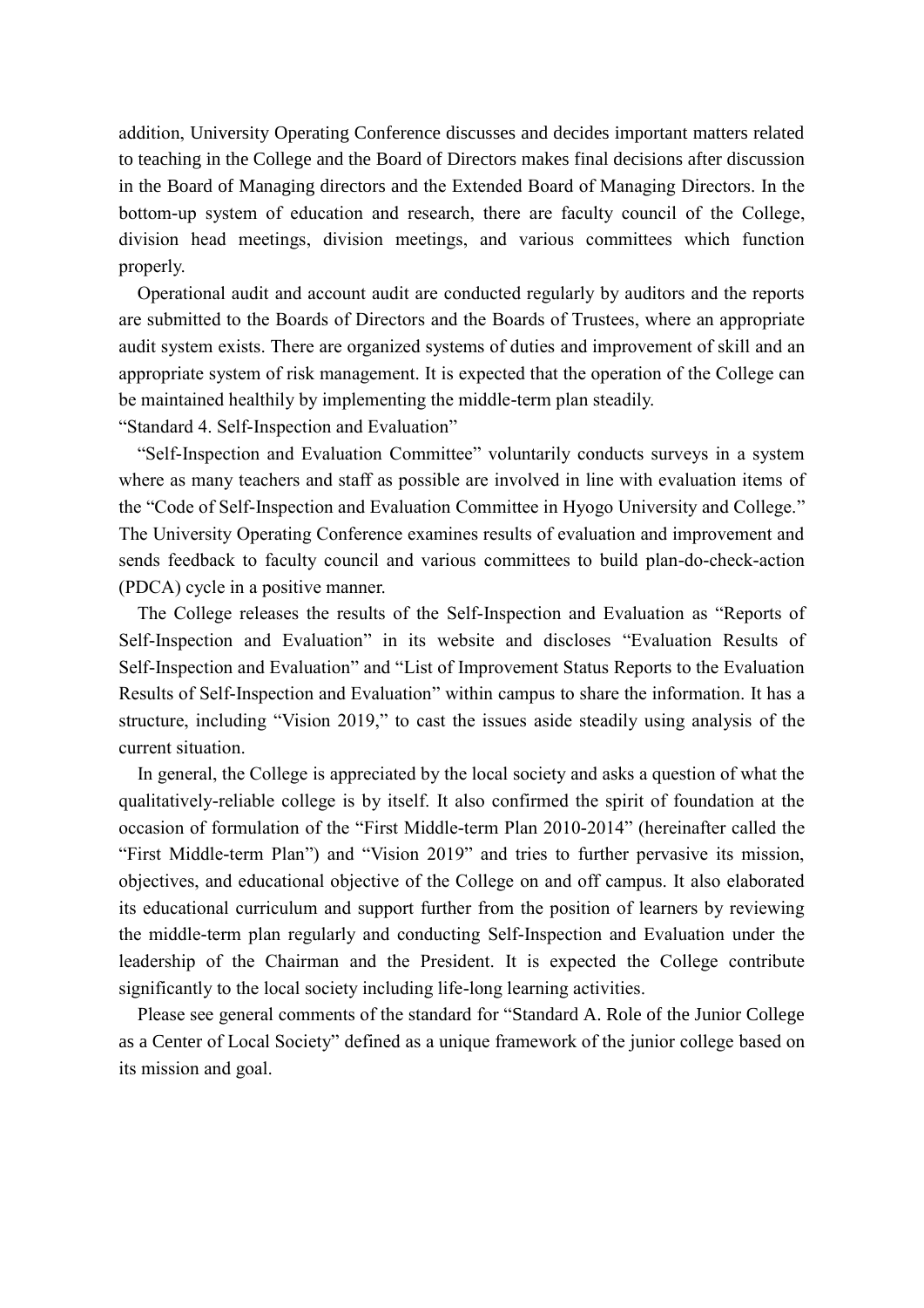addition, University Operating Conference discusses and decides important matters related to teaching in the College and the Board of Directors makes final decisions after discussion in the Board of Managing directors and the Extended Board of Managing Directors. In the bottom-up system of education and research, there are faculty council of the College, division head meetings, division meetings, and various committees which function properly.

Operational audit and account audit are conducted regularly by auditors and the reports are submitted to the Boards of Directors and the Boards of Trustees, where an appropriate audit system exists. There are organized systems of duties and improvement of skill and an appropriate system of risk management. It is expected that the operation of the College can be maintained healthily by implementing the middle-term plan steadily.

"Standard 4. Self-Inspection and Evaluation"

"Self-Inspection and Evaluation Committee" voluntarily conducts surveys in a system where as many teachers and staff as possible are involved in line with evaluation items of the "Code of Self-Inspection and Evaluation Committee in Hyogo University and College." The University Operating Conference examines results of evaluation and improvement and sends feedback to faculty council and various committees to build plan-do-check-action (PDCA) cycle in a positive manner.

The College releases the results of the Self-Inspection and Evaluation as "Reports of Self-Inspection and Evaluation" in its website and discloses "Evaluation Results of Self-Inspection and Evaluation" and "List of Improvement Status Reports to the Evaluation Results of Self-Inspection and Evaluation" within campus to share the information. It has a structure, including "Vision 2019," to cast the issues aside steadily using analysis of the current situation.

In general, the College is appreciated by the local society and asks a question of what the qualitatively-reliable college is by itself. It also confirmed the spirit of foundation at the occasion of formulation of the "First Middle-term Plan 2010-2014" (hereinafter called the "First Middle-term Plan") and "Vision 2019" and tries to further pervasive its mission, objectives, and educational objective of the College on and off campus. It also elaborated its educational curriculum and support further from the position of learners by reviewing the middle-term plan regularly and conducting Self-Inspection and Evaluation under the leadership of the Chairman and the President. It is expected the College contribute significantly to the local society including life-long learning activities.

Please see general comments of the standard for "Standard A. Role of the Junior College as a Center of Local Society" defined as a unique framework of the junior college based on its mission and goal.